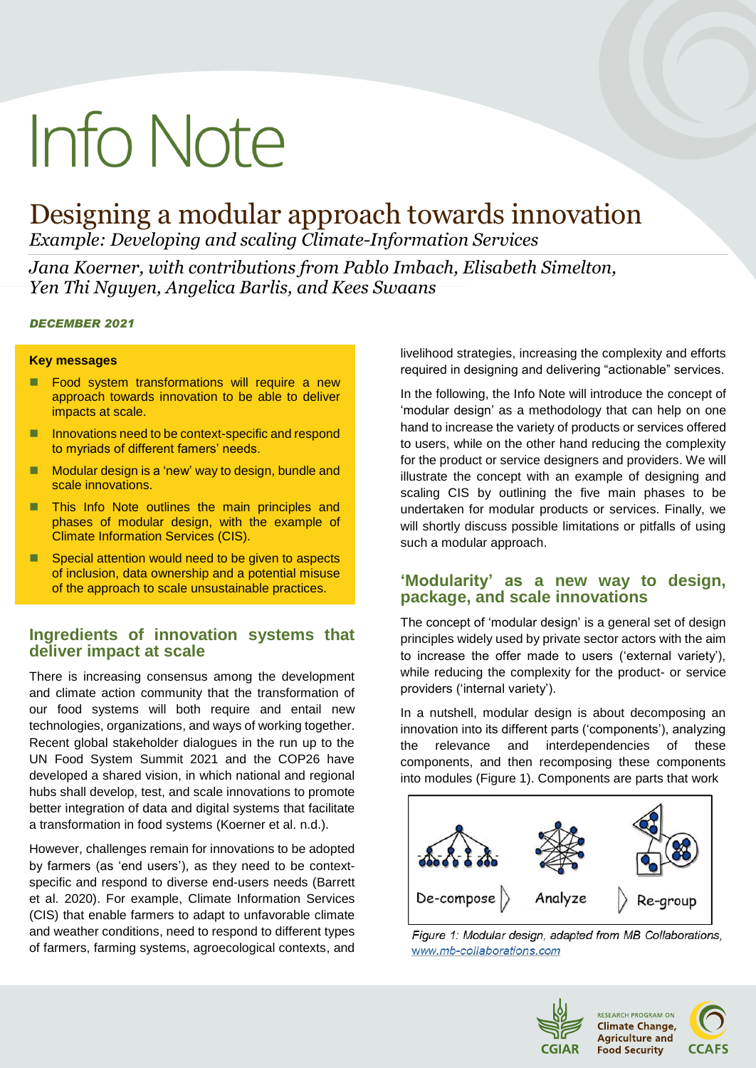# Info Note

## Designing a modular approach towards innovation

*Example: Developing and scaling Climate-Information Services*

*Jana Koerner, with contributions from Pablo Imbach, Elisabeth Simelton, Yen Thi Nguyen, Angelica Barlis, and Kees Swaans*

***DECEMBER 2021***

**Key messages**

- Food system transformations will require a new approach towards innovation to be able to deliver impacts at scale.
- Innovations need to be context-specific and respond to myriads of different famers' needs.
- Modular design is a 'new' way to design, bundle and scale innovations.
- This Info Note outlines the main principles and phases of modular design, with the example of Climate Information Services (CIS).
- Special attention would need to be given to aspects of inclusion, data ownership and a potential misuse of the approach to scale unsustainable practices.

## Ingredients of innovation systems that deliver impact at scale

There is increasing consensus among the development and climate action community that the transformation of our food systems will both require and entail new technologies, organizations, and ways of working together. Recent global stakeholder dialogues in the run up to the UN Food System Summit 2021 and the COP26 have developed a shared vision, in which national and regional hubs shall develop, test, and scale innovations to promote better integration of data and digital systems that facilitate a transformation in food systems (Koerner et al. n.d.).

However, challenges remain for innovations to be adopted by farmers (as 'end users'), as they need to be context-specific and respond to diverse end-users needs (Barrett et al. 2020). For example, Climate Information Services (CIS) that enable farmers to adapt to unfavorable climate and weather conditions, need to respond to different types of farmers, farming systems, agroecological contexts, and livelihood strategies, increasing the complexity and efforts required in designing and delivering "actionable" services.

In the following, the Info Note will introduce the concept of 'modular design' as a methodology that can help on one hand to increase the variety of products or services offered to users, while on the other hand reducing the complexity for the product or service designers and providers. We will illustrate the concept with an example of designing and scaling CIS by outlining the five main phases to be undertaken for modular products or services. Finally, we will shortly discuss possible limitations or pitfalls of using such a modular approach.

## 'Modularity' as a new way to design, package, and scale innovations

The concept of 'modular design' is a general set of design principles widely used by private sector actors with the aim to increase the offer made to users ('external variety'), while reducing the complexity for the product- or service providers ('internal variety').

In a nutshell, modular design is about decomposing an innovation into its different parts ('components'), analyzing the relevance and interdependencies of these components, and then recomposing these components into modules (Figure 1). Components are parts that work

De-compose | Analyze | Re-group

*Figure 1: Modular design, adapted from MB Collaborations, www.mb-collaborations.com*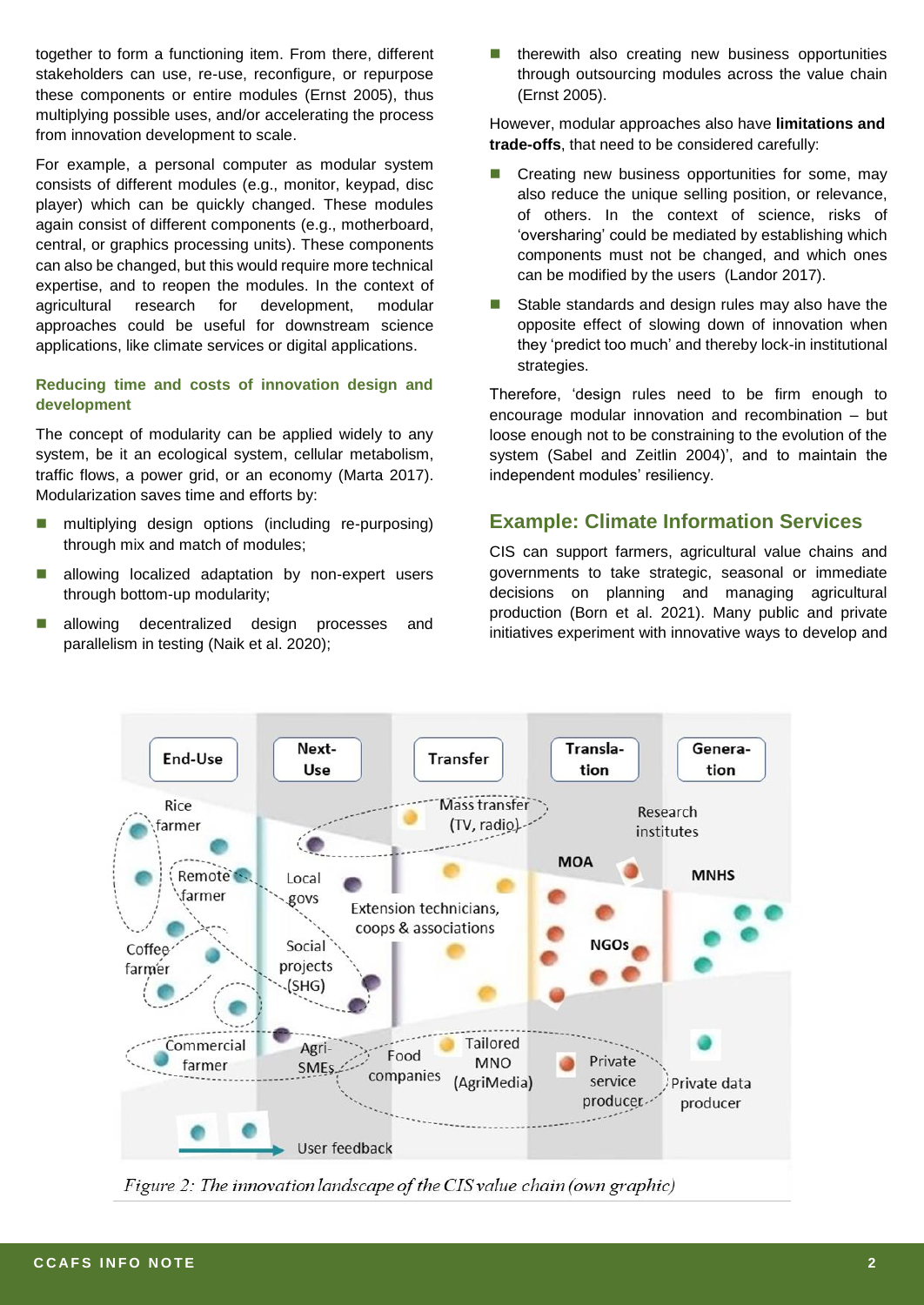together to form a functioning item. From there, different stakeholders can use, re-use, reconfigure, or repurpose these components or entire modules (Ernst 2005), thus multiplying possible uses, and/or accelerating the process from innovation development to scale.

For example, a personal computer as modular system consists of different modules (e.g., monitor, keypad, disc player) which can be quickly changed. These modules again consist of different components (e.g., motherboard, central, or graphics processing units). These components can also be changed, but this would require more technical expertise, and to reopen the modules. In the context of agricultural research for development, modular approaches could be useful for downstream science applications, like climate services or digital applications.

#### Reducing time and costs of innovation design and development

The concept of modularity can be applied widely to any system, be it an ecological system, cellular metabolism, traffic flows, a power grid, or an economy (Marta 2017). Modularization saves time and efforts by:

- multiplying design options (including re-purposing) through mix and match of modules;
- allowing localized adaptation by non-expert users through bottom-up modularity;
- allowing decentralized design processes and parallelism in testing (Naik et al. 2020);
- therewith also creating new business opportunities through outsourcing modules across the value chain (Ernst 2005).

However, modular approaches also have **limitations and trade-offs**, that need to be considered carefully:

- Creating new business opportunities for some, may also reduce the unique selling position, or relevance, of others. In the context of science, risks of 'oversharing' could be mediated by establishing which components must not be changed, and which ones can be modified by the users (Landor 2017).
- Stable standards and design rules may also have the opposite effect of slowing down of innovation when they 'predict too much' and thereby lock-in institutional strategies.

Therefore, 'design rules need to be firm enough to encourage modular innovation and recombination – but loose enough not to be constraining to the evolution of the system (Sabel and Zeitlin 2004)', and to maintain the independent modules' resiliency.

## Example: Climate Information Services

CIS can support farmers, agricultural value chains and governments to take strategic, seasonal or immediate decisions on planning and managing agricultural production (Born et al. 2021). Many public and private initiatives experiment with innovative ways to develop and

*Figure 2: The innovation landscape of the CIS value chain (own graphic)*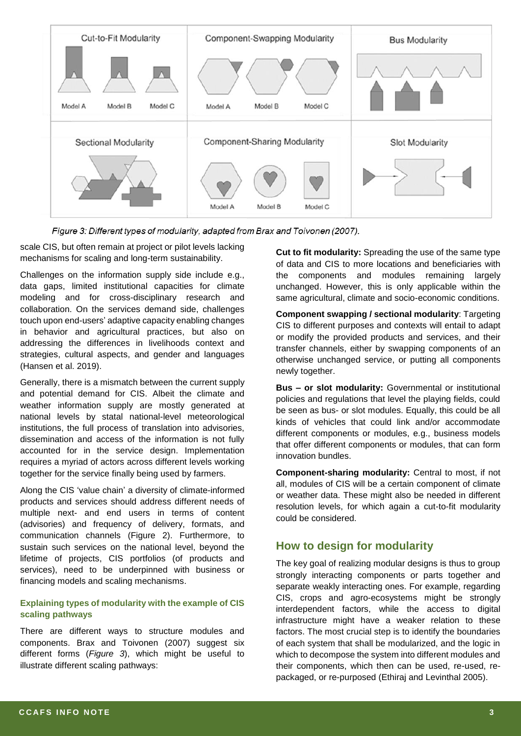Figure 3: Different types of modularity, adapted from Brax and Toivonen (2007).

scale CIS, but often remain at project or pilot levels lacking mechanisms for scaling and long-term sustainability.

Challenges on the information supply side include e.g., data gaps, limited institutional capacities for climate modeling and for cross-disciplinary research and collaboration. On the services demand side, challenges touch upon end-users' adaptive capacity enabling changes in behavior and agricultural practices, but also on addressing the differences in livelihoods context and strategies, cultural aspects, and gender and languages (Hansen et al. 2019).

Generally, there is a mismatch between the current supply and potential demand for CIS. Albeit the climate and weather information supply are mostly generated at national levels by statal national-level meteorological institutions, the full process of translation into advisories, dissemination and access of the information is not fully accounted for in the service design. Implementation requires a myriad of actors across different levels working together for the service finally being used by farmers.

Along the CIS 'value chain' a diversity of climate-informed products and services should address different needs of multiple next- and end users in terms of content (advisories) and frequency of delivery, formats, and communication channels (Figure 2). Furthermore, to sustain such services on the national level, beyond the lifetime of projects, CIS portfolios (of products and services), need to be underpinned with business or financing models and scaling mechanisms.

#### Explaining types of modularity with the example of CIS scaling pathways

There are different ways to structure modules and components. Brax and Toivonen (2007) suggest six different forms (*Figure 3*), which might be useful to illustrate different scaling pathways:

**Cut to fit modularity:** Spreading the use of the same type of data and CIS to more locations and beneficiaries with the components and modules remaining largely unchanged. However, this is only applicable within the same agricultural, climate and socio-economic conditions.

**Component swapping / sectional modularity**: Targeting CIS to different purposes and contexts will entail to adapt or modify the provided products and services, and their transfer channels, either by swapping components of an otherwise unchanged service, or putting all components newly together.

**Bus – or slot modularity:** Governmental or institutional policies and regulations that level the playing fields, could be seen as bus- or slot modules. Equally, this could be all kinds of vehicles that could link and/or accommodate different components or modules, e.g., business models that offer different components or modules, that can form innovation bundles.

**Component-sharing modularity:** Central to most, if not all, modules of CIS will be a certain component of climate or weather data. These might also be needed in different resolution levels, for which again a cut-to-fit modularity could be considered.

## How to design for modularity

The key goal of realizing modular designs is thus to group strongly interacting components or parts together and separate weakly interacting ones. For example, regarding CIS, crops and agro-ecosystems might be strongly interdependent factors, while the access to digital infrastructure might have a weaker relation to these factors. The most crucial step is to identify the boundaries of each system that shall be modularized, and the logic in which to decompose the system into different modules and their components, which then can be used, re-used, re-packaged, or re-purposed (Ethiraj and Levinthal 2005).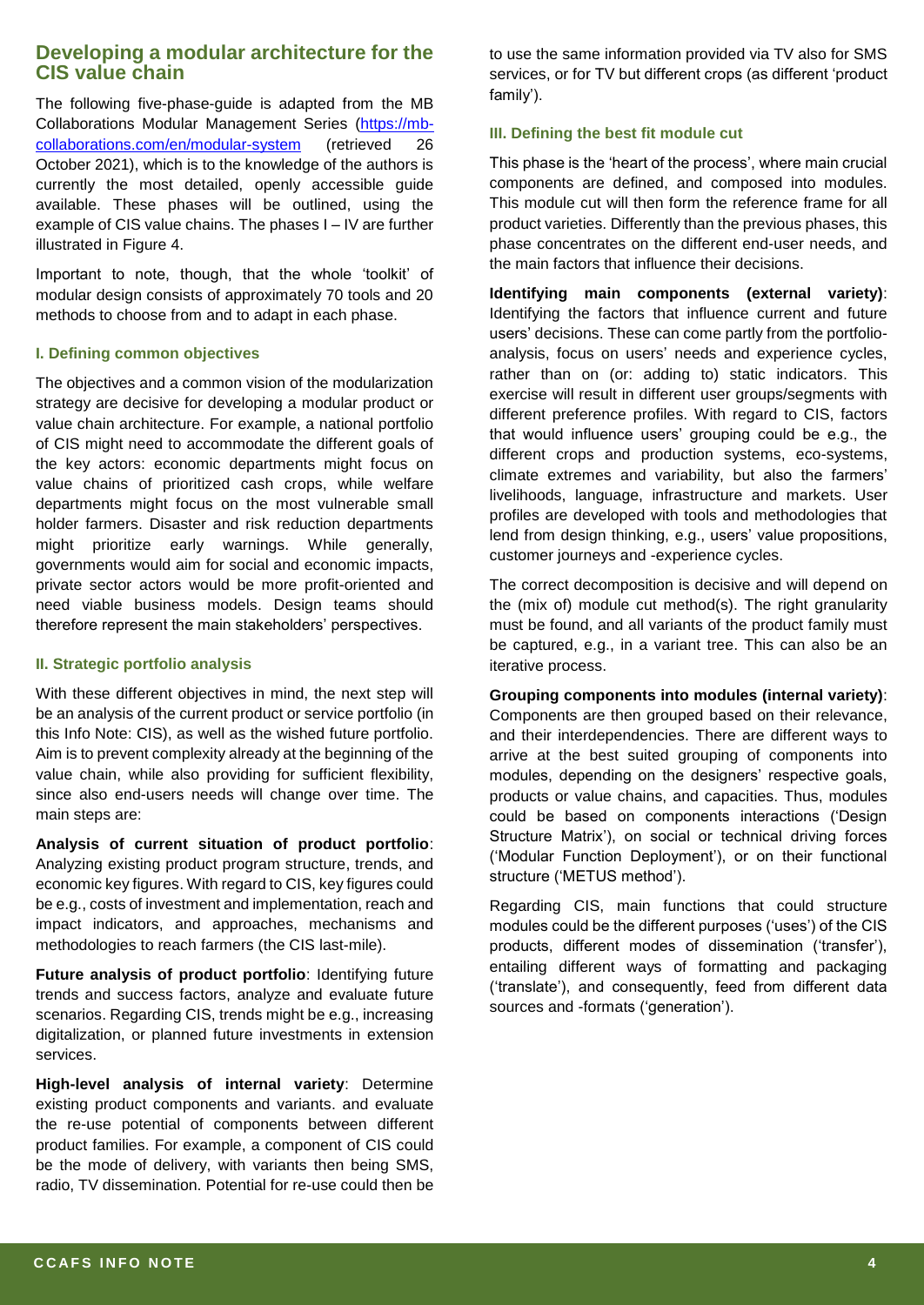## Developing a modular architecture for the CIS value chain

The following five-phase-guide is adapted from the MB Collaborations Modular Management Series (https://mb-collaborations.com/en/modular-system (retrieved 26 October 2021), which is to the knowledge of the authors is currently the most detailed, openly accessible guide available. These phases will be outlined, using the example of CIS value chains. The phases I – IV are further illustrated in Figure 4.

Important to note, though, that the whole 'toolkit' of modular design consists of approximately 70 tools and 20 methods to choose from and to adapt in each phase.

### I. Defining common objectives

The objectives and a common vision of the modularization strategy are decisive for developing a modular product or value chain architecture. For example, a national portfolio of CIS might need to accommodate the different goals of the key actors: economic departments might focus on value chains of prioritized cash crops, while welfare departments might focus on the most vulnerable small holder farmers. Disaster and risk reduction departments might prioritize early warnings. While generally, governments would aim for social and economic impacts, private sector actors would be more profit-oriented and need viable business models. Design teams should therefore represent the main stakeholders' perspectives.

### II. Strategic portfolio analysis

With these different objectives in mind, the next step will be an analysis of the current product or service portfolio (in this Info Note: CIS), as well as the wished future portfolio. Aim is to prevent complexity already at the beginning of the value chain, while also providing for sufficient flexibility, since also end-users needs will change over time. The main steps are:

**Analysis of current situation of product portfolio**: Analyzing existing product program structure, trends, and economic key figures. With regard to CIS, key figures could be e.g., costs of investment and implementation, reach and impact indicators, and approaches, mechanisms and methodologies to reach farmers (the CIS last-mile).

**Future analysis of product portfolio**: Identifying future trends and success factors, analyze and evaluate future scenarios. Regarding CIS, trends might be e.g., increasing digitalization, or planned future investments in extension services.

**High-level analysis of internal variety**: Determine existing product components and variants. and evaluate the re-use potential of components between different product families. For example, a component of CIS could be the mode of delivery, with variants then being SMS, radio, TV dissemination. Potential for re-use could then be to use the same information provided via TV also for SMS services, or for TV but different crops (as different 'product family').

### III. Defining the best fit module cut

This phase is the 'heart of the process', where main crucial components are defined, and composed into modules. This module cut will then form the reference frame for all product varieties. Differently than the previous phases, this phase concentrates on the different end-user needs, and the main factors that influence their decisions.

**Identifying main components (external variety)**: Identifying the factors that influence current and future users' decisions. These can come partly from the portfolio-analysis, focus on users' needs and experience cycles, rather than on (or: adding to) static indicators. This exercise will result in different user groups/segments with different preference profiles. With regard to CIS, factors that would influence users' grouping could be e.g., the different crops and production systems, eco-systems, climate extremes and variability, but also the farmers' livelihoods, language, infrastructure and markets. User profiles are developed with tools and methodologies that lend from design thinking, e.g., users' value propositions, customer journeys and -experience cycles.

The correct decomposition is decisive and will depend on the (mix of) module cut method(s). The right granularity must be found, and all variants of the product family must be captured, e.g., in a variant tree. This can also be an iterative process.

**Grouping components into modules (internal variety)**: Components are then grouped based on their relevance, and their interdependencies. There are different ways to arrive at the best suited grouping of components into modules, depending on the designers' respective goals, products or value chains, and capacities. Thus, modules could be based on components interactions ('Design Structure Matrix'), on social or technical driving forces ('Modular Function Deployment'), or on their functional structure ('METUS method').

Regarding CIS, main functions that could structure modules could be the different purposes ('uses') of the CIS products, different modes of dissemination ('transfer'), entailing different ways of formatting and packaging ('translate'), and consequently, feed from different data sources and -formats ('generation').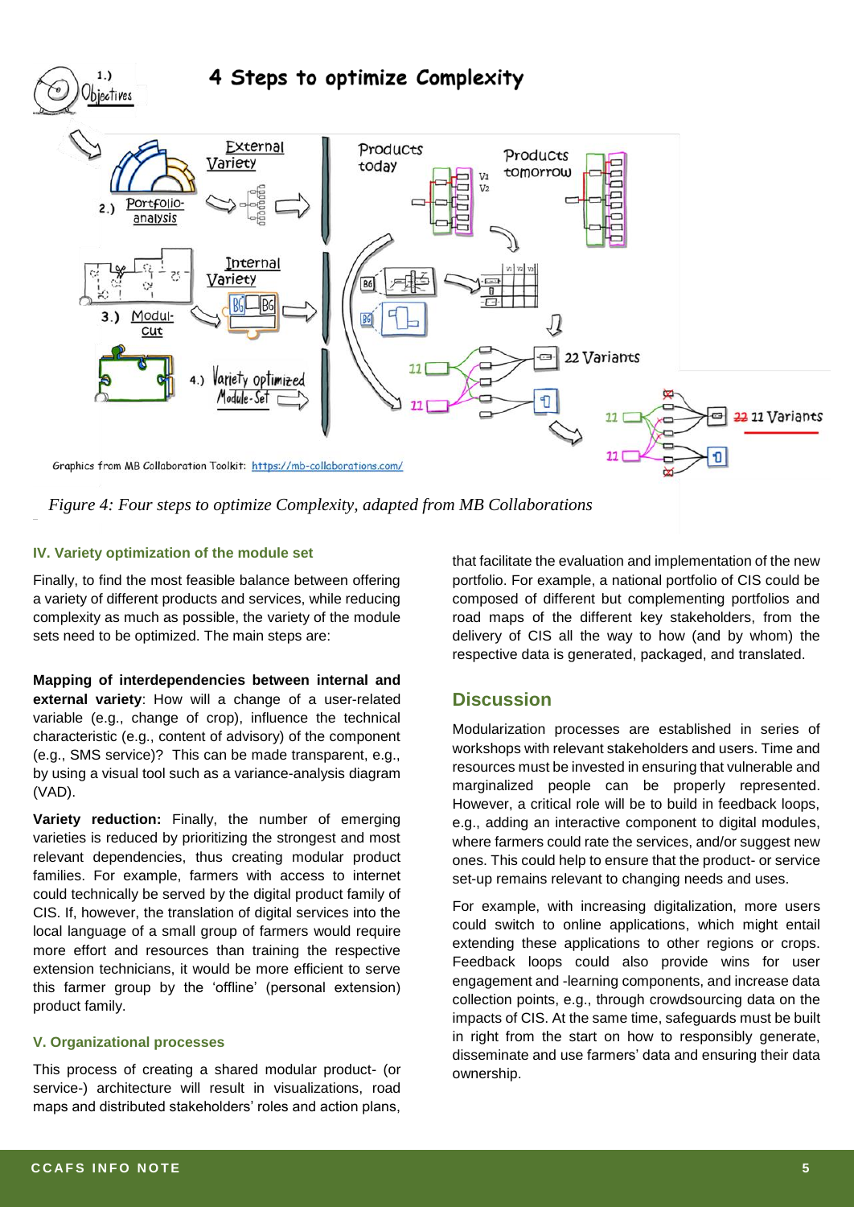*Figure 4: Four steps to optimize Complexity, adapted from MB Collaborations*

#### IV. Variety optimization of the module set

Finally, to find the most feasible balance between offering a variety of different products and services, while reducing complexity as much as possible, the variety of the module sets need to be optimized. The main steps are:

**Mapping of interdependencies between internal and external variety**: How will a change of a user-related variable (e.g., change of crop), influence the technical characteristic (e.g., content of advisory) of the component (e.g., SMS service)? This can be made transparent, e.g., by using a visual tool such as a variance-analysis diagram (VAD).

**Variety reduction:** Finally, the number of emerging varieties is reduced by prioritizing the strongest and most relevant dependencies, thus creating modular product families. For example, farmers with access to internet could technically be served by the digital product family of CIS. If, however, the translation of digital services into the local language of a small group of farmers would require more effort and resources than training the respective extension technicians, it would be more efficient to serve this farmer group by the 'offline' (personal extension) product family.

#### V. Organizational processes

This process of creating a shared modular product- (or service-) architecture will result in visualizations, road maps and distributed stakeholders' roles and action plans, that facilitate the evaluation and implementation of the new portfolio. For example, a national portfolio of CIS could be composed of different but complementing portfolios and road maps of the different key stakeholders, from the delivery of CIS all the way to how (and by whom) the respective data is generated, packaged, and translated.

## Discussion

Modularization processes are established in series of workshops with relevant stakeholders and users. Time and resources must be invested in ensuring that vulnerable and marginalized people can be properly represented. However, a critical role will be to build in feedback loops, e.g., adding an interactive component to digital modules, where farmers could rate the services, and/or suggest new ones. This could help to ensure that the product- or service set-up remains relevant to changing needs and uses.

For example, with increasing digitalization, more users could switch to online applications, which might entail extending these applications to other regions or crops. Feedback loops could also provide wins for user engagement and -learning components, and increase data collection points, e.g., through crowdsourcing data on the impacts of CIS. At the same time, safeguards must be built in right from the start on how to responsibly generate, disseminate and use farmers' data and ensuring their data ownership.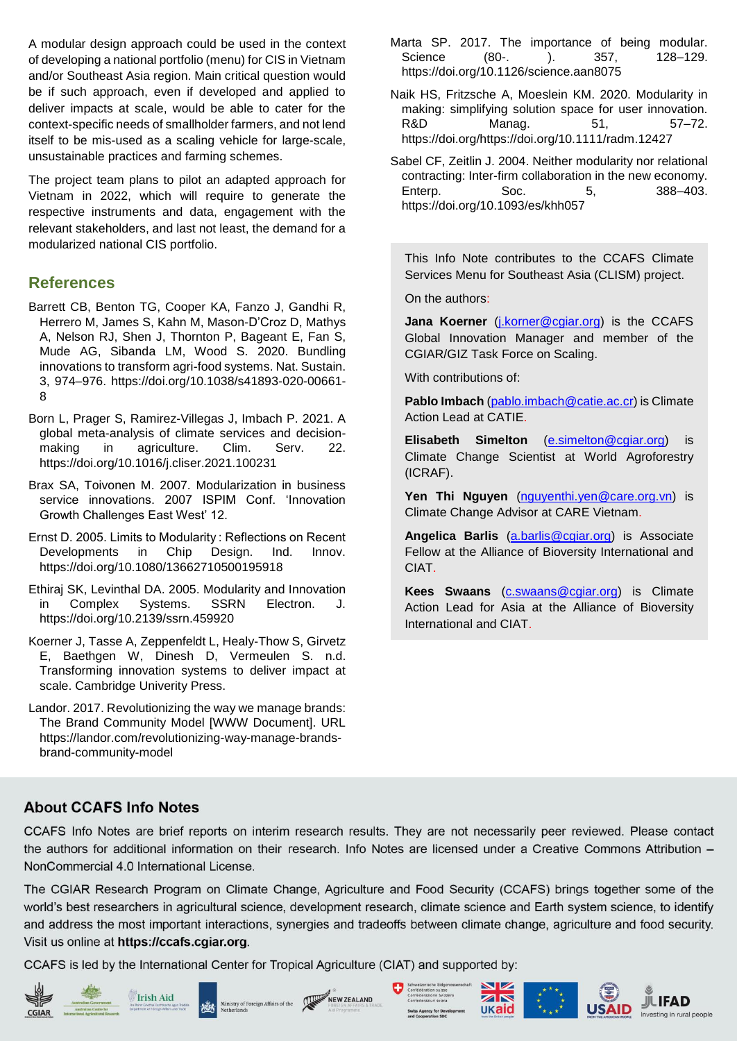A modular design approach could be used in the context of developing a national portfolio (menu) for CIS in Vietnam and/or Southeast Asia region. Main critical question would be if such approach, even if developed and applied to deliver impacts at scale, would be able to cater for the context-specific needs of smallholder farmers, and not lend itself to be mis-used as a scaling vehicle for large-scale, unsustainable practices and farming schemes.

The project team plans to pilot an adapted approach for Vietnam in 2022, which will require to generate the respective instruments and data, engagement with the relevant stakeholders, and last not least, the demand for a modularized national CIS portfolio.

## References

Barrett CB, Benton TG, Cooper KA, Fanzo J, Gandhi R, Herrero M, James S, Kahn M, Mason-D'Croz D, Mathys A, Nelson RJ, Shen J, Thornton P, Bageant E, Fan S, Mude AG, Sibanda LM, Wood S. 2020. Bundling innovations to transform agri-food systems. Nat. Sustain. 3, 974–976. https://doi.org/10.1038/s41893-020-00661-8

Born L, Prager S, Ramirez-Villegas J, Imbach P. 2021. A global meta-analysis of climate services and decision-making in agriculture. Clim. Serv. 22. https://doi.org/10.1016/j.cliser.2021.100231

Brax SA, Toivonen M. 2007. Modularization in business service innovations. 2007 ISPIM Conf. 'Innovation Growth Challenges East West' 12.

Ernst D. 2005. Limits to Modularity : Reflections on Recent Developments in Chip Design. Ind. Innov. https://doi.org/10.1080/13662710500195918

Ethiraj SK, Levinthal DA. 2005. Modularity and Innovation in Complex Systems. SSRN Electron. J. https://doi.org/10.2139/ssrn.459920

Koerner J, Tasse A, Zeppenfeldt L, Healy-Thow S, Girvetz E, Baethgen W, Dinesh D, Vermeulen S. n.d. Transforming innovation systems to deliver impact at scale. Cambridge Univerity Press.

Landor. 2017. Revolutionizing the way we manage brands: The Brand Community Model [WWW Document]. URL https://landor.com/revolutionizing-way-manage-brands-brand-community-model

Marta SP. 2017. The importance of being modular. Science (80-. ). 357, 128–129. https://doi.org/10.1126/science.aan8075

Naik HS, Fritzsche A, Moeslein KM. 2020. Modularity in making: simplifying solution space for user innovation. R&D Manag. 51, 57–72. https://doi.org/https://doi.org/10.1111/radm.12427

Sabel CF, Zeitlin J. 2004. Neither modularity nor relational contracting: Inter-firm collaboration in the new economy. Enterp. Soc. 5, 388–403. https://doi.org/10.1093/es/khh057

This Info Note contributes to the CCAFS Climate Services Menu for Southeast Asia (CLISM) project.

On the authors:

**Jana Koerner** (j.korner@cgiar.org) is the CCAFS Global Innovation Manager and member of the CGIAR/GIZ Task Force on Scaling.

With contributions of:

**Pablo Imbach** (pablo.imbach@catie.ac.cr) is Climate Action Lead at CATIE.

**Elisabeth Simelton** (e.simelton@cgiar.org) is Climate Change Scientist at World Agroforestry (ICRAF).

**Yen Thi Nguyen** (nguyenthi.yen@care.org.vn) is Climate Change Advisor at CARE Vietnam.

**Angelica Barlis** (a.barlis@cgiar.org) is Associate Fellow at the Alliance of Bioversity International and CIAT.

**Kees Swaans** (c.swaans@cgiar.org) is Climate Action Lead for Asia at the Alliance of Bioversity International and CIAT.

### About CCAFS Info Notes

CCAFS Info Notes are brief reports on interim research results. They are not necessarily peer reviewed. Please contact the authors for additional information on their research. Info Notes are licensed under a Creative Commons Attribution – NonCommercial 4.0 International License.

The CGIAR Research Program on Climate Change, Agriculture and Food Security (CCAFS) brings together some of the world's best researchers in agricultural science, development research, climate science and Earth system science, to identify and address the most important interactions, synergies and tradeoffs between climate change, agriculture and food security. Visit us online at **https://ccafs.cgiar.org**.

CCAFS is led by the International Center for Tropical Agriculture (CIAT) and supported by: